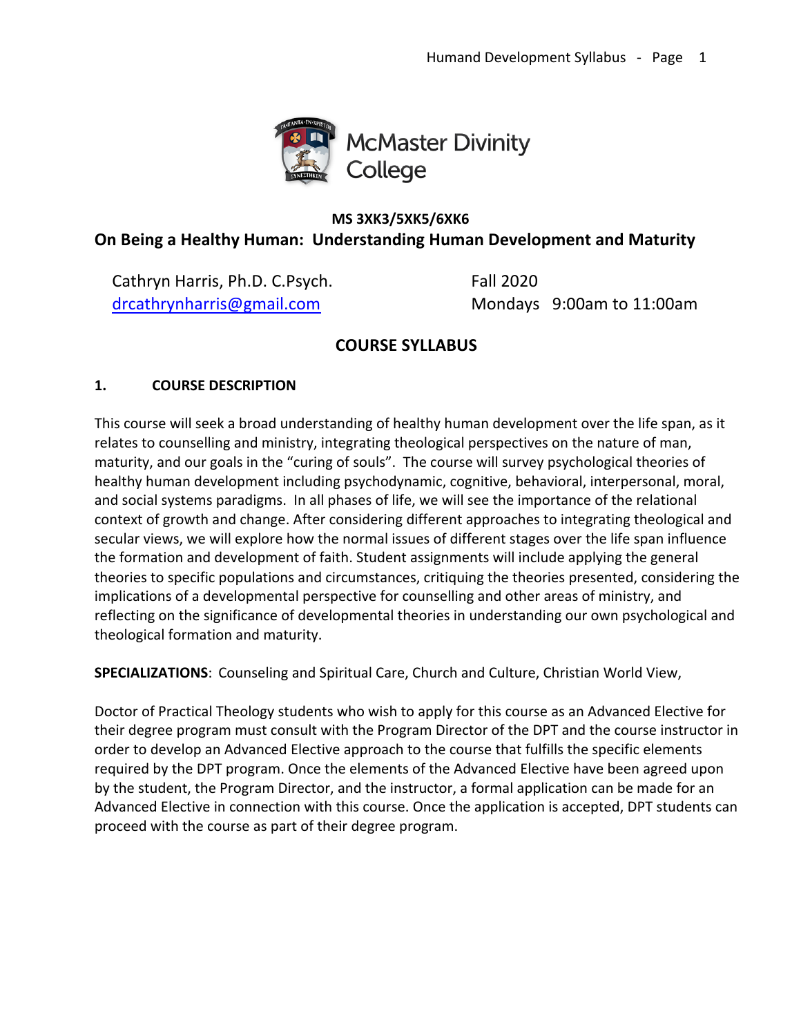McMaster Divinity College

**MS 3XK3/5XK5/6XK6**

## On Being a Healthy Human: Understanding Human Development and Maturity

Cathryn Harris, Ph.D. C.Psych.
drcathrynharris@gmail.com

Fall 2020
Mondays 9:00am to 11:00am

## COURSE SYLLABUS

### 1. COURSE DESCRIPTION

This course will seek a broad understanding of healthy human development over the life span, as it relates to counselling and ministry, integrating theological perspectives on the nature of man, maturity, and our goals in the "curing of souls". The course will survey psychological theories of healthy human development including psychodynamic, cognitive, behavioral, interpersonal, moral, and social systems paradigms. In all phases of life, we will see the importance of the relational context of growth and change. After considering different approaches to integrating theological and secular views, we will explore how the normal issues of different stages over the life span influence the formation and development of faith. Student assignments will include applying the general theories to specific populations and circumstances, critiquing the theories presented, considering the implications of a developmental perspective for counselling and other areas of ministry, and reflecting on the significance of developmental theories in understanding our own psychological and theological formation and maturity.

**SPECIALIZATIONS**: Counseling and Spiritual Care, Church and Culture, Christian World View,

Doctor of Practical Theology students who wish to apply for this course as an Advanced Elective for their degree program must consult with the Program Director of the DPT and the course instructor in order to develop an Advanced Elective approach to the course that fulfills the specific elements required by the DPT program. Once the elements of the Advanced Elective have been agreed upon by the student, the Program Director, and the instructor, a formal application can be made for an Advanced Elective in connection with this course. Once the application is accepted, DPT students can proceed with the course as part of their degree program.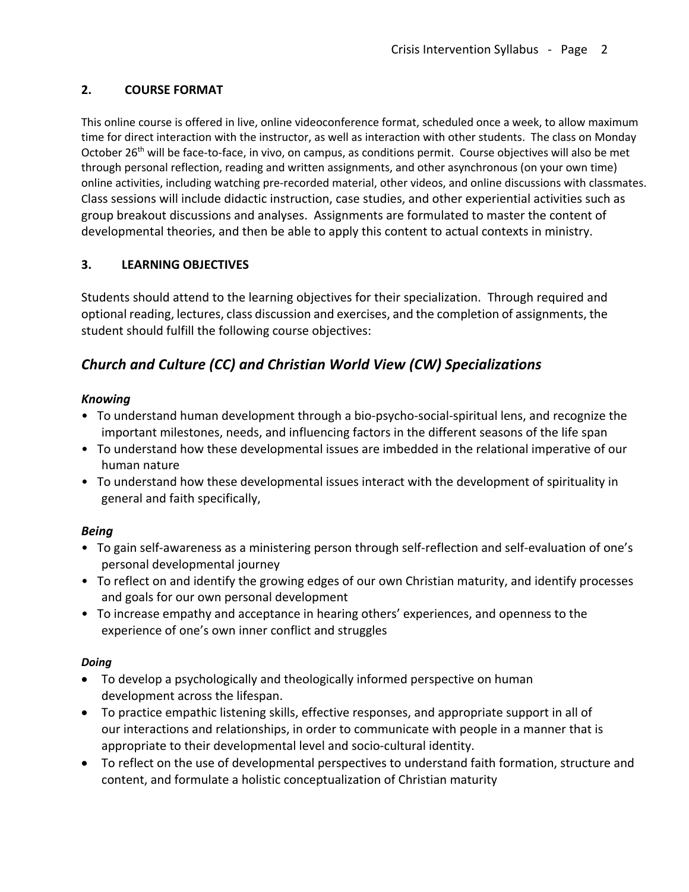## 2. COURSE FORMAT

This online course is offered in live, online videoconference format, scheduled once a week, to allow maximum time for direct interaction with the instructor, as well as interaction with other students. The class on Monday October 26th will be face-to-face, in vivo, on campus, as conditions permit. Course objectives will also be met through personal reflection, reading and written assignments, and other asynchronous (on your own time) online activities, including watching pre-recorded material, other videos, and online discussions with classmates. Class sessions will include didactic instruction, case studies, and other experiential activities such as group breakout discussions and analyses. Assignments are formulated to master the content of developmental theories, and then be able to apply this content to actual contexts in ministry.

## 3. LEARNING OBJECTIVES

Students should attend to the learning objectives for their specialization. Through required and optional reading, lectures, class discussion and exercises, and the completion of assignments, the student should fulfill the following course objectives:

### *Church and Culture (CC) and Christian World View (CW) Specializations*

***Knowing***

- To understand human development through a bio-psycho-social-spiritual lens, and recognize the important milestones, needs, and influencing factors in the different seasons of the life span
- To understand how these developmental issues are imbedded in the relational imperative of our human nature
- To understand how these developmental issues interact with the development of spirituality in general and faith specifically,

***Being***

- To gain self-awareness as a ministering person through self-reflection and self-evaluation of one's personal developmental journey
- To reflect on and identify the growing edges of our own Christian maturity, and identify processes and goals for our own personal development
- To increase empathy and acceptance in hearing others' experiences, and openness to the experience of one's own inner conflict and struggles

***Doing***

- To develop a psychologically and theologically informed perspective on human development across the lifespan.
- To practice empathic listening skills, effective responses, and appropriate support in all of our interactions and relationships, in order to communicate with people in a manner that is appropriate to their developmental level and socio-cultural identity.
- To reflect on the use of developmental perspectives to understand faith formation, structure and content, and formulate a holistic conceptualization of Christian maturity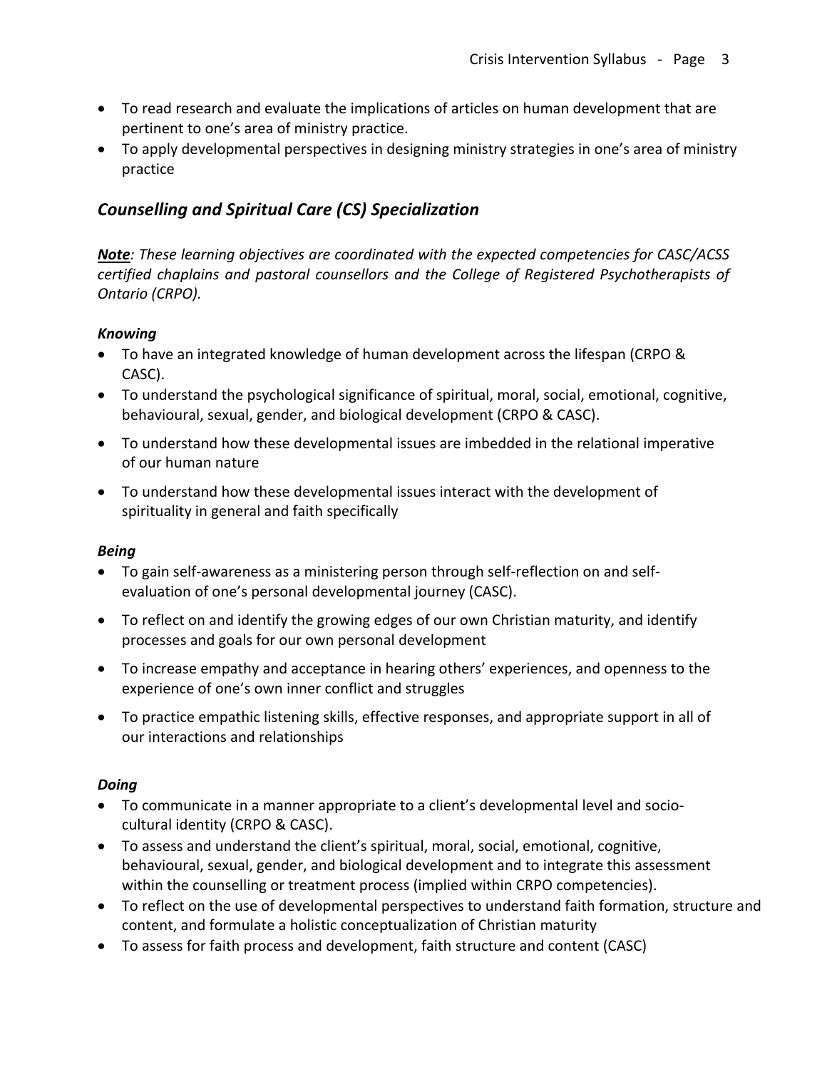- To read research and evaluate the implications of articles on human development that are pertinent to one's area of ministry practice.
- To apply developmental perspectives in designing ministry strategies in one's area of ministry practice

## *Counselling and Spiritual Care (CS) Specialization*

***Note**: These learning objectives are coordinated with the expected competencies for CASC/ACSS certified chaplains and pastoral counsellors and the College of Registered Psychotherapists of Ontario (CRPO).*

### *Knowing*

- To have an integrated knowledge of human development across the lifespan (CRPO & CASC).
- To understand the psychological significance of spiritual, moral, social, emotional, cognitive, behavioural, sexual, gender, and biological development (CRPO & CASC).
- To understand how these developmental issues are imbedded in the relational imperative of our human nature
- To understand how these developmental issues interact with the development of spirituality in general and faith specifically

### *Being*

- To gain self-awareness as a ministering person through self-reflection on and self-evaluation of one's personal developmental journey (CASC).
- To reflect on and identify the growing edges of our own Christian maturity, and identify processes and goals for our own personal development
- To increase empathy and acceptance in hearing others' experiences, and openness to the experience of one's own inner conflict and struggles
- To practice empathic listening skills, effective responses, and appropriate support in all of our interactions and relationships

### *Doing*

- To communicate in a manner appropriate to a client's developmental level and socio-cultural identity (CRPO & CASC).
- To assess and understand the client's spiritual, moral, social, emotional, cognitive, behavioural, sexual, gender, and biological development and to integrate this assessment within the counselling or treatment process (implied within CRPO competencies).
- To reflect on the use of developmental perspectives to understand faith formation, structure and content, and formulate a holistic conceptualization of Christian maturity
- To assess for faith process and development, faith structure and content (CASC)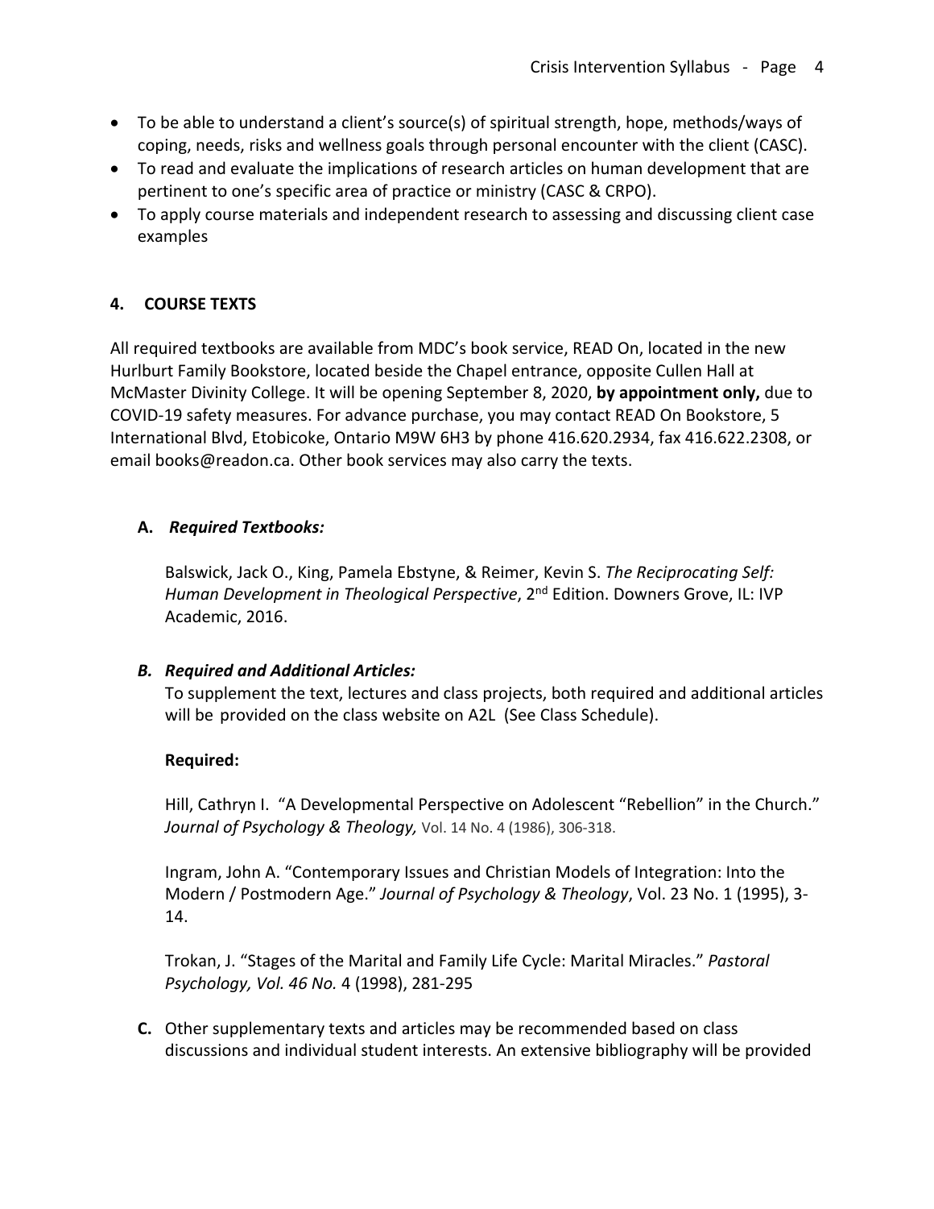- To be able to understand a client's source(s) of spiritual strength, hope, methods/ways of coping, needs, risks and wellness goals through personal encounter with the client (CASC).
- To read and evaluate the implications of research articles on human development that are pertinent to one's specific area of practice or ministry (CASC & CRPO).
- To apply course materials and independent research to assessing and discussing client case examples

## 4. COURSE TEXTS

All required textbooks are available from MDC's book service, READ On, located in the new Hurlburt Family Bookstore, located beside the Chapel entrance, opposite Cullen Hall at McMaster Divinity College. It will be opening September 8, 2020, **by appointment only,** due to COVID-19 safety measures. For advance purchase, you may contact READ On Bookstore, 5 International Blvd, Etobicoke, Ontario M9W 6H3 by phone 416.620.2934, fax 416.622.2308, or email books@readon.ca. Other book services may also carry the texts.

### A. *Required Textbooks:*

Balswick, Jack O., King, Pamela Ebstyne, & Reimer, Kevin S. *The Reciprocating Self: Human Development in Theological Perspective*, 2nd Edition. Downers Grove, IL: IVP Academic, 2016.

### *B. Required and Additional Articles:*

To supplement the text, lectures and class projects, both required and additional articles will be provided on the class website on A2L (See Class Schedule).

**Required:**

Hill, Cathryn I. "A Developmental Perspective on Adolescent "Rebellion" in the Church." *Journal of Psychology & Theology,* Vol. 14 No. 4 (1986), 306-318.

Ingram, John A. "Contemporary Issues and Christian Models of Integration: Into the Modern / Postmodern Age." *Journal of Psychology & Theology*, Vol. 23 No. 1 (1995), 3-14.

Trokan, J. "Stages of the Marital and Family Life Cycle: Marital Miracles." *Pastoral Psychology, Vol. 46 No.* 4 (1998), 281-295

**C.** Other supplementary texts and articles may be recommended based on class discussions and individual student interests. An extensive bibliography will be provided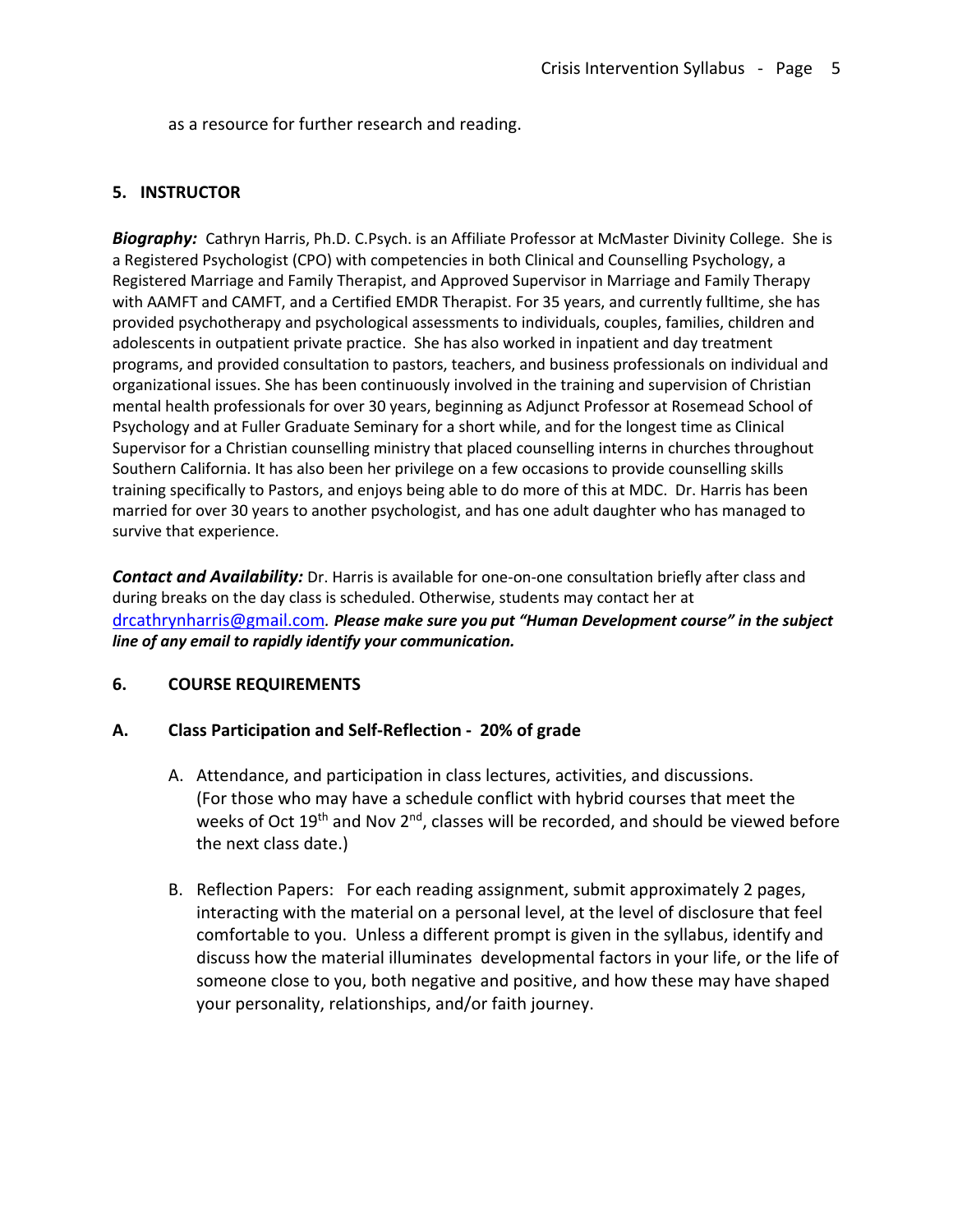as a resource for further research and reading.

## 5. INSTRUCTOR

***Biography:*** Cathryn Harris, Ph.D. C.Psych. is an Affiliate Professor at McMaster Divinity College. She is a Registered Psychologist (CPO) with competencies in both Clinical and Counselling Psychology, a Registered Marriage and Family Therapist, and Approved Supervisor in Marriage and Family Therapy with AAMFT and CAMFT, and a Certified EMDR Therapist. For 35 years, and currently fulltime, she has provided psychotherapy and psychological assessments to individuals, couples, families, children and adolescents in outpatient private practice. She has also worked in inpatient and day treatment programs, and provided consultation to pastors, teachers, and business professionals on individual and organizational issues. She has been continuously involved in the training and supervision of Christian mental health professionals for over 30 years, beginning as Adjunct Professor at Rosemead School of Psychology and at Fuller Graduate Seminary for a short while, and for the longest time as Clinical Supervisor for a Christian counselling ministry that placed counselling interns in churches throughout Southern California. It has also been her privilege on a few occasions to provide counselling skills training specifically to Pastors, and enjoys being able to do more of this at MDC. Dr. Harris has been married for over 30 years to another psychologist, and has one adult daughter who has managed to survive that experience.

***Contact and Availability:*** Dr. Harris is available for one-on-one consultation briefly after class and during breaks on the day class is scheduled. Otherwise, students may contact her at drcathrynharris@gmail.com. ***Please make sure you put "Human Development course" in the subject line of any email to rapidly identify your communication.***

## 6. COURSE REQUIREMENTS

### A. Class Participation and Self-Reflection - 20% of grade

A. Attendance, and participation in class lectures, activities, and discussions. (For those who may have a schedule conflict with hybrid courses that meet the weeks of Oct 19th and Nov 2nd, classes will be recorded, and should be viewed before the next class date.)

B. Reflection Papers: For each reading assignment, submit approximately 2 pages, interacting with the material on a personal level, at the level of disclosure that feel comfortable to you. Unless a different prompt is given in the syllabus, identify and discuss how the material illuminates developmental factors in your life, or the life of someone close to you, both negative and positive, and how these may have shaped your personality, relationships, and/or faith journey.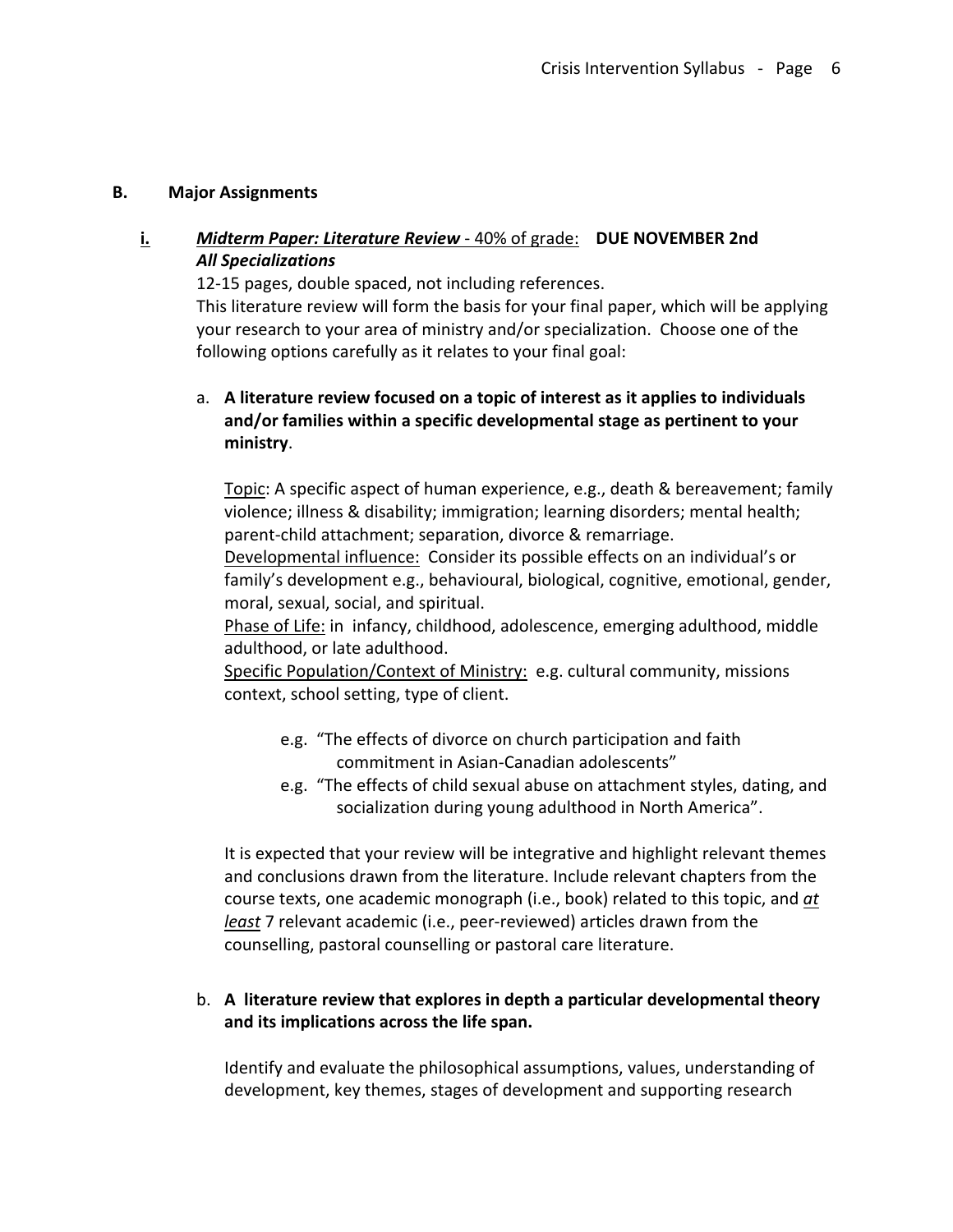## B. Major Assignments

### i. ***Midterm Paper: Literature Review*** - 40% of grade: **DUE NOVEMBER 2nd**

***All Specializations***

12-15 pages, double spaced, not including references.
This literature review will form the basis for your final paper, which will be applying your research to your area of ministry and/or specialization. Choose one of the following options carefully as it relates to your final goal:

a. **A literature review focused on a topic of interest as it applies to individuals and/or families within a specific developmental stage as pertinent to your ministry**.

Topic: A specific aspect of human experience, e.g., death & bereavement; family violence; illness & disability; immigration; learning disorders; mental health; parent-child attachment; separation, divorce & remarriage.
Developmental influence: Consider its possible effects on an individual's or family's development e.g., behavioural, biological, cognitive, emotional, gender, moral, sexual, social, and spiritual.
Phase of Life: in infancy, childhood, adolescence, emerging adulthood, middle adulthood, or late adulthood.
Specific Population/Context of Ministry: e.g. cultural community, missions context, school setting, type of client.

- e.g. "The effects of divorce on church participation and faith commitment in Asian-Canadian adolescents"
- e.g. "The effects of child sexual abuse on attachment styles, dating, and socialization during young adulthood in North America".

It is expected that your review will be integrative and highlight relevant themes and conclusions drawn from the literature. Include relevant chapters from the course texts, one academic monograph (i.e., book) related to this topic, and *at least* 7 relevant academic (i.e., peer-reviewed) articles drawn from the counselling, pastoral counselling or pastoral care literature.

b. **A literature review that explores in depth a particular developmental theory and its implications across the life span.**

Identify and evaluate the philosophical assumptions, values, understanding of development, key themes, stages of development and supporting research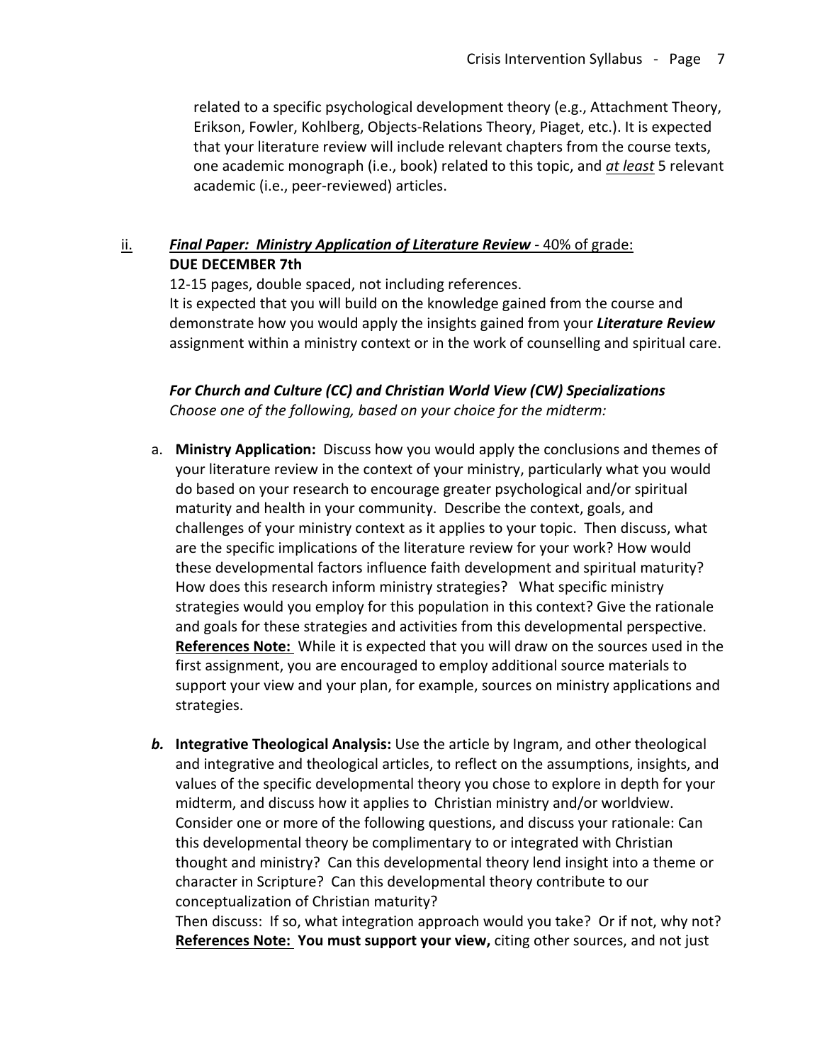related to a specific psychological development theory (e.g., Attachment Theory, Erikson, Fowler, Kohlberg, Objects-Relations Theory, Piaget, etc.). It is expected that your literature review will include relevant chapters from the course texts, one academic monograph (i.e., book) related to this topic, and *at least* 5 relevant academic (i.e., peer-reviewed) articles.

ii. ***Final Paper: Ministry Application of Literature Review*** - 40% of grade:
**DUE DECEMBER 7th**
12-15 pages, double spaced, not including references.
It is expected that you will build on the knowledge gained from the course and demonstrate how you would apply the insights gained from your ***Literature Review*** assignment within a ministry context or in the work of counselling and spiritual care.

***For Church and Culture (CC) and Christian World View (CW) Specializations***
*Choose one of the following, based on your choice for the midterm:*

a. **Ministry Application:** Discuss how you would apply the conclusions and themes of your literature review in the context of your ministry, particularly what you would do based on your research to encourage greater psychological and/or spiritual maturity and health in your community. Describe the context, goals, and challenges of your ministry context as it applies to your topic. Then discuss, what are the specific implications of the literature review for your work? How would these developmental factors influence faith development and spiritual maturity? How does this research inform ministry strategies? What specific ministry strategies would you employ for this population in this context? Give the rationale and goals for these strategies and activities from this developmental perspective. **References Note:** While it is expected that you will draw on the sources used in the first assignment, you are encouraged to employ additional source materials to support your view and your plan, for example, sources on ministry applications and strategies.

***b.*** **Integrative Theological Analysis:** Use the article by Ingram, and other theological and integrative and theological articles, to reflect on the assumptions, insights, and values of the specific developmental theory you chose to explore in depth for your midterm, and discuss how it applies to Christian ministry and/or worldview. Consider one or more of the following questions, and discuss your rationale: Can this developmental theory be complimentary to or integrated with Christian thought and ministry? Can this developmental theory lend insight into a theme or character in Scripture? Can this developmental theory contribute to our conceptualization of Christian maturity?
Then discuss: If so, what integration approach would you take? Or if not, why not? **References Note: You must support your view,** citing other sources, and not just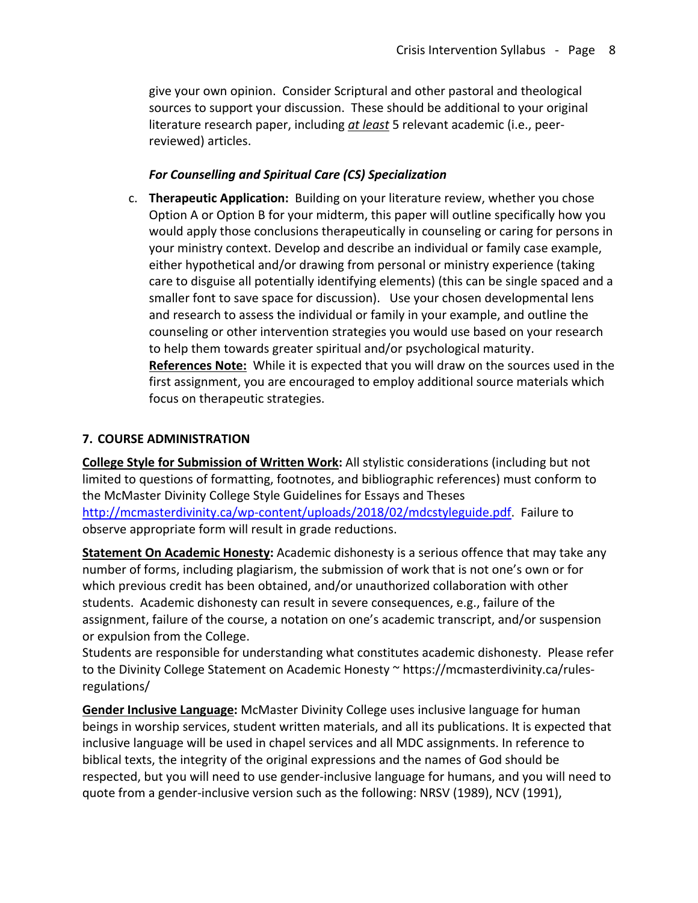give your own opinion. Consider Scriptural and other pastoral and theological sources to support your discussion. These should be additional to your original literature research paper, including *at least* 5 relevant academic (i.e., peer-reviewed) articles.

***For Counselling and Spiritual Care (CS) Specialization***

c. **Therapeutic Application:** Building on your literature review, whether you chose Option A or Option B for your midterm, this paper will outline specifically how you would apply those conclusions therapeutically in counseling or caring for persons in your ministry context. Develop and describe an individual or family case example, either hypothetical and/or drawing from personal or ministry experience (taking care to disguise all potentially identifying elements) (this can be single spaced and a smaller font to save space for discussion). Use your chosen developmental lens and research to assess the individual or family in your example, and outline the counseling or other intervention strategies you would use based on your research to help them towards greater spiritual and/or psychological maturity.
**References Note:** While it is expected that you will draw on the sources used in the first assignment, you are encouraged to employ additional source materials which focus on therapeutic strategies.

## 7. COURSE ADMINISTRATION

**College Style for Submission of Written Work:** All stylistic considerations (including but not limited to questions of formatting, footnotes, and bibliographic references) must conform to the McMaster Divinity College Style Guidelines for Essays and Theses http://mcmasterdivinity.ca/wp-content/uploads/2018/02/mdcstyleguide.pdf. Failure to observe appropriate form will result in grade reductions.

**Statement On Academic Honesty:** Academic dishonesty is a serious offence that may take any number of forms, including plagiarism, the submission of work that is not one's own or for which previous credit has been obtained, and/or unauthorized collaboration with other students. Academic dishonesty can result in severe consequences, e.g., failure of the assignment, failure of the course, a notation on one's academic transcript, and/or suspension or expulsion from the College.
Students are responsible for understanding what constitutes academic dishonesty. Please refer to the Divinity College Statement on Academic Honesty ~ https://mcmasterdivinity.ca/rules-regulations/

**Gender Inclusive Language:** McMaster Divinity College uses inclusive language for human beings in worship services, student written materials, and all its publications. It is expected that inclusive language will be used in chapel services and all MDC assignments. In reference to biblical texts, the integrity of the original expressions and the names of God should be respected, but you will need to use gender-inclusive language for humans, and you will need to quote from a gender-inclusive version such as the following: NRSV (1989), NCV (1991),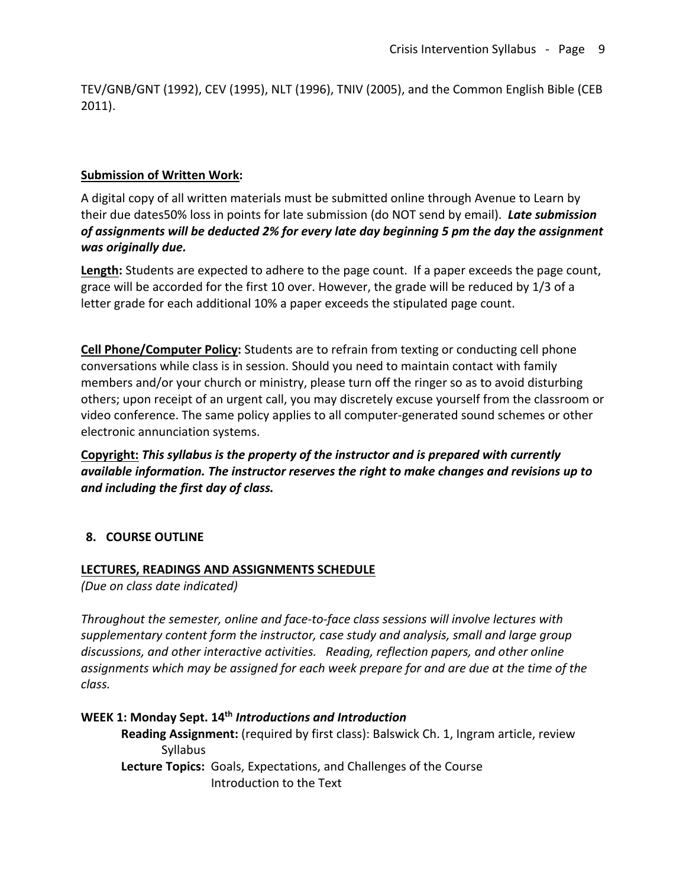TEV/GNB/GNT (1992), CEV (1995), NLT (1996), TNIV (2005), and the Common English Bible (CEB 2011).

**Submission of Written Work:**

A digital copy of all written materials must be submitted online through Avenue to Learn by their due dates50% loss in points for late submission (do NOT send by email). ***Late submission of assignments will be deducted 2% for every late day beginning 5 pm the day the assignment was originally due.***

**Length:** Students are expected to adhere to the page count. If a paper exceeds the page count, grace will be accorded for the first 10 over. However, the grade will be reduced by 1/3 of a letter grade for each additional 10% a paper exceeds the stipulated page count.

**Cell Phone/Computer Policy:** Students are to refrain from texting or conducting cell phone conversations while class is in session. Should you need to maintain contact with family members and/or your church or ministry, please turn off the ringer so as to avoid disturbing others; upon receipt of an urgent call, you may discretely excuse yourself from the classroom or video conference. The same policy applies to all computer-generated sound schemes or other electronic annunciation systems.

**Copyright:** ***This syllabus is the property of the instructor and is prepared with currently available information. The instructor reserves the right to make changes and revisions up to and including the first day of class.***

## 8. COURSE OUTLINE

### LECTURES, READINGS AND ASSIGNMENTS SCHEDULE

*(Due on class date indicated)*

*Throughout the semester, online and face-to-face class sessions will involve lectures with supplementary content form the instructor, case study and analysis, small and large group discussions, and other interactive activities. Reading, reflection papers, and other online assignments which may be assigned for each week prepare for and are due at the time of the class.*

**WEEK 1: Monday Sept. 14th** ***Introductions and Introduction***

**Reading Assignment:** (required by first class): Balswick Ch. 1, Ingram article, review Syllabus

**Lecture Topics:** Goals, Expectations, and Challenges of the Course
Introduction to the Text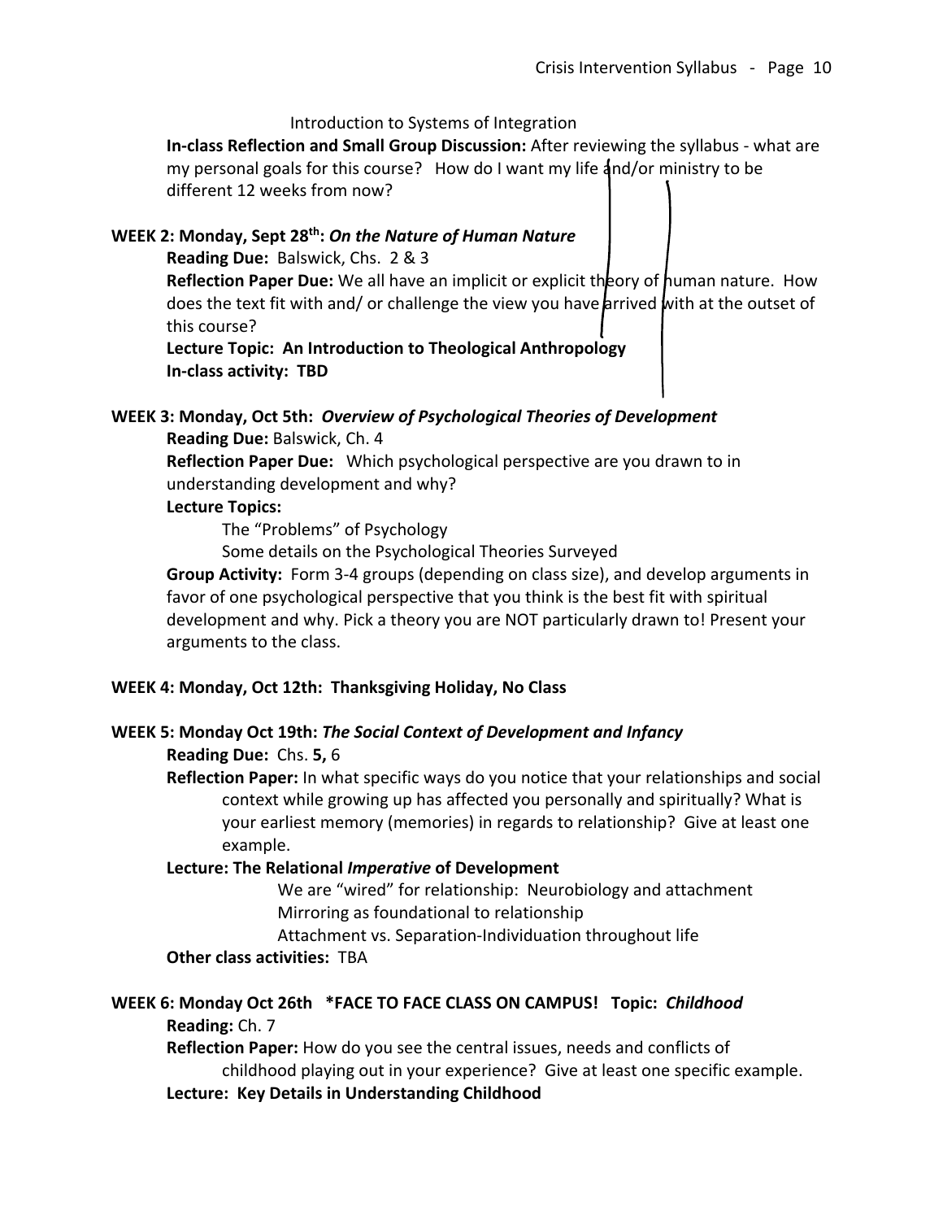Introduction to Systems of Integration

**In-class Reflection and Small Group Discussion:** After reviewing the syllabus - what are my personal goals for this course? How do I want my life and/or ministry to be different 12 weeks from now?

**WEEK 2: Monday, Sept 28th: *On the Nature of Human Nature***

**Reading Due:** Balswick, Chs. 2 & 3

**Reflection Paper Due:** We all have an implicit or explicit theory of human nature. How does the text fit with and/ or challenge the view you have arrived with at the outset of this course?

**Lecture Topic: An Introduction to Theological Anthropology**

**In-class activity: TBD**

**WEEK 3: Monday, Oct 5th: *Overview of Psychological Theories of Development***

**Reading Due:** Balswick, Ch. 4

**Reflection Paper Due:** Which psychological perspective are you drawn to in understanding development and why?

**Lecture Topics:**

The "Problems" of Psychology

Some details on the Psychological Theories Surveyed

**Group Activity:** Form 3-4 groups (depending on class size), and develop arguments in favor of one psychological perspective that you think is the best fit with spiritual development and why. Pick a theory you are NOT particularly drawn to! Present your arguments to the class.

**WEEK 4: Monday, Oct 12th: Thanksgiving Holiday, No Class**

**WEEK 5: Monday Oct 19th: *The Social Context of Development and Infancy***

**Reading Due:** Chs. **5,** 6

**Reflection Paper:** In what specific ways do you notice that your relationships and social context while growing up has affected you personally and spiritually? What is your earliest memory (memories) in regards to relationship? Give at least one example.

**Lecture: The Relational *Imperative* of Development**

We are "wired" for relationship: Neurobiology and attachment

Mirroring as foundational to relationship

Attachment vs. Separation-Individuation throughout life

**Other class activities:** TBA

**WEEK 6: Monday Oct 26th \*FACE TO FACE CLASS ON CAMPUS! Topic: *Childhood***

**Reading:** Ch. 7

**Reflection Paper:** How do you see the central issues, needs and conflicts of childhood playing out in your experience? Give at least one specific example.

**Lecture: Key Details in Understanding Childhood**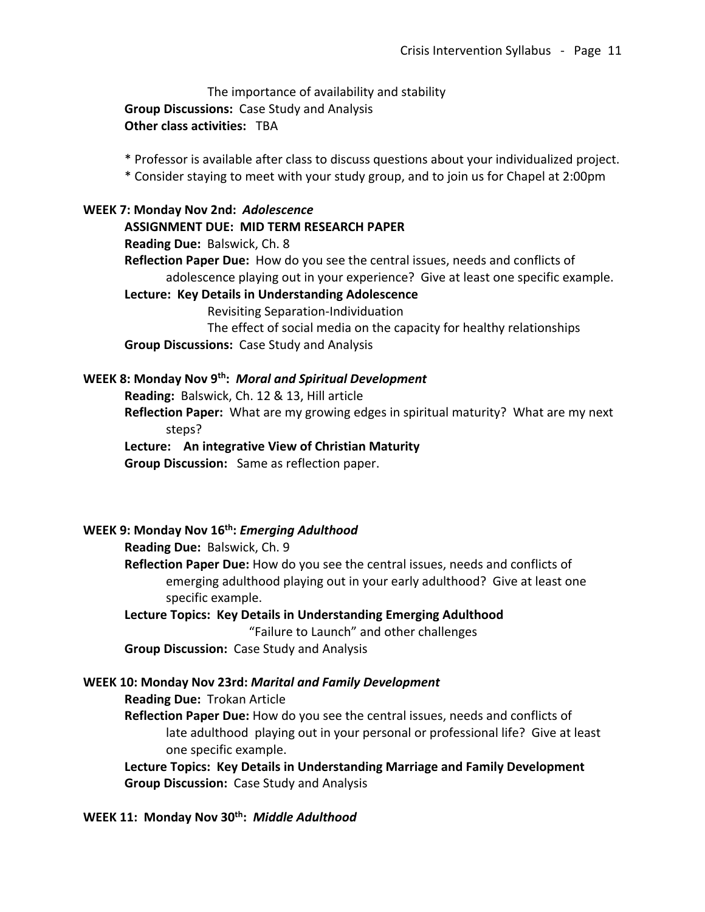The importance of availability and stability

**Group Discussions:** Case Study and Analysis

**Other class activities:** TBA

* Professor is available after class to discuss questions about your individualized project.
* Consider staying to meet with your study group, and to join us for Chapel at 2:00pm

**WEEK 7: Monday Nov 2nd:** ***Adolescence***

**ASSIGNMENT DUE: MID TERM RESEARCH PAPER**

**Reading Due:** Balswick, Ch. 8

**Reflection Paper Due:** How do you see the central issues, needs and conflicts of adolescence playing out in your experience? Give at least one specific example.

**Lecture: Key Details in Understanding Adolescence**

Revisiting Separation-Individuation

The effect of social media on the capacity for healthy relationships

**Group Discussions:** Case Study and Analysis

**WEEK 8: Monday Nov 9th:** ***Moral and Spiritual Development***

**Reading:** Balswick, Ch. 12 & 13, Hill article

**Reflection Paper:** What are my growing edges in spiritual maturity? What are my next steps?

**Lecture: An integrative View of Christian Maturity**

**Group Discussion:** Same as reflection paper.

**WEEK 9: Monday Nov 16th:** ***Emerging Adulthood***

**Reading Due:** Balswick, Ch. 9

**Reflection Paper Due:** How do you see the central issues, needs and conflicts of emerging adulthood playing out in your early adulthood? Give at least one specific example.

**Lecture Topics: Key Details in Understanding Emerging Adulthood**

"Failure to Launch" and other challenges

**Group Discussion:** Case Study and Analysis

**WEEK 10: Monday Nov 23rd:** ***Marital and Family Development***

**Reading Due:** Trokan Article

**Reflection Paper Due:** How do you see the central issues, needs and conflicts of late adulthood playing out in your personal or professional life? Give at least one specific example.

**Lecture Topics: Key Details in Understanding Marriage and Family Development**

**Group Discussion:** Case Study and Analysis

**WEEK 11: Monday Nov 30th:** ***Middle Adulthood***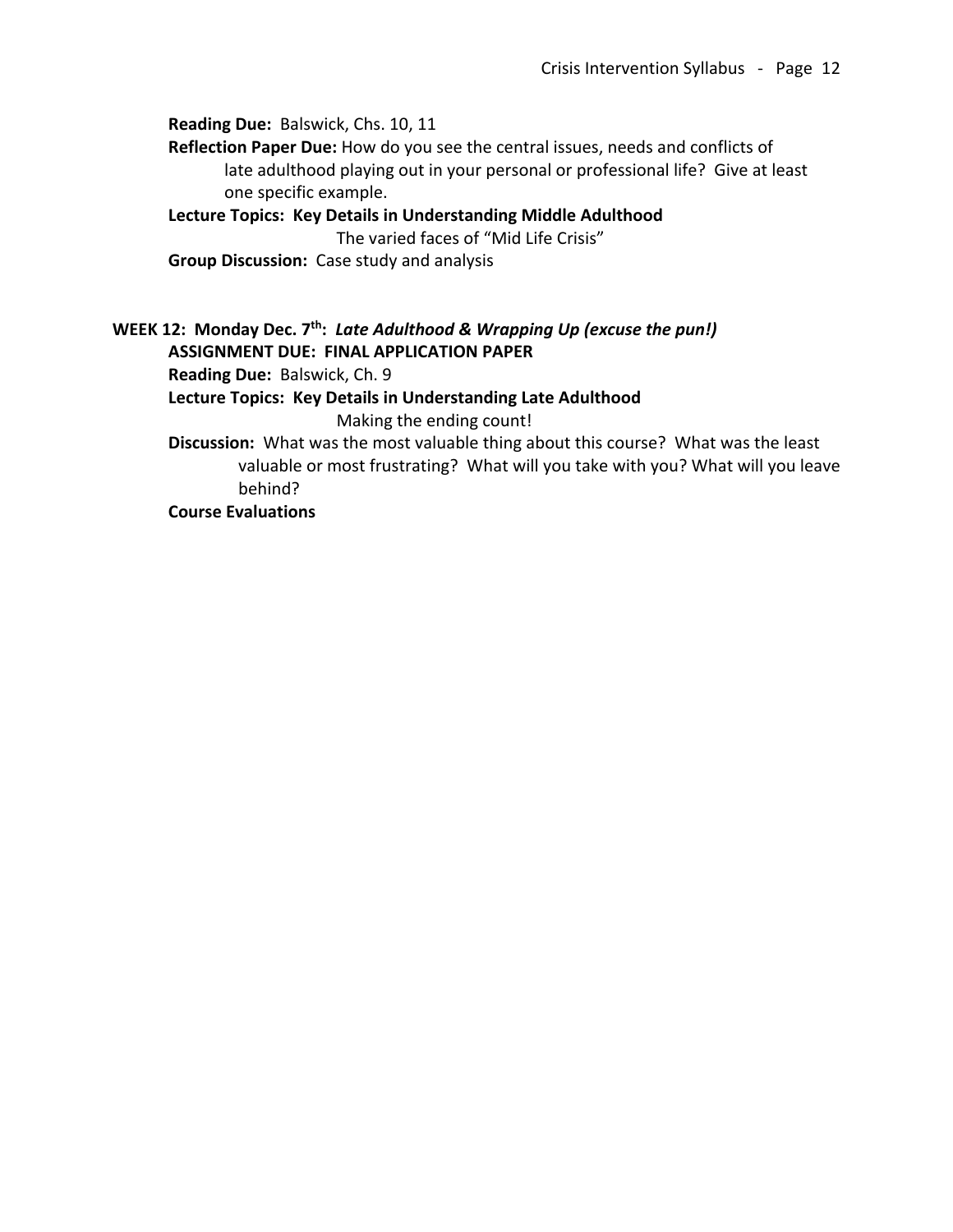**Reading Due:** Balswick, Chs. 10, 11

**Reflection Paper Due:** How do you see the central issues, needs and conflicts of late adulthood playing out in your personal or professional life? Give at least one specific example.

**Lecture Topics: Key Details in Understanding Middle Adulthood**
The varied faces of "Mid Life Crisis"

**Group Discussion:** Case study and analysis

**WEEK 12: Monday Dec. 7th:** ***Late Adulthood & Wrapping Up (excuse the pun!)***

**ASSIGNMENT DUE: FINAL APPLICATION PAPER**

**Reading Due:** Balswick, Ch. 9

**Lecture Topics: Key Details in Understanding Late Adulthood**
Making the ending count!

**Discussion:** What was the most valuable thing about this course? What was the least valuable or most frustrating? What will you take with you? What will you leave behind?

**Course Evaluations**